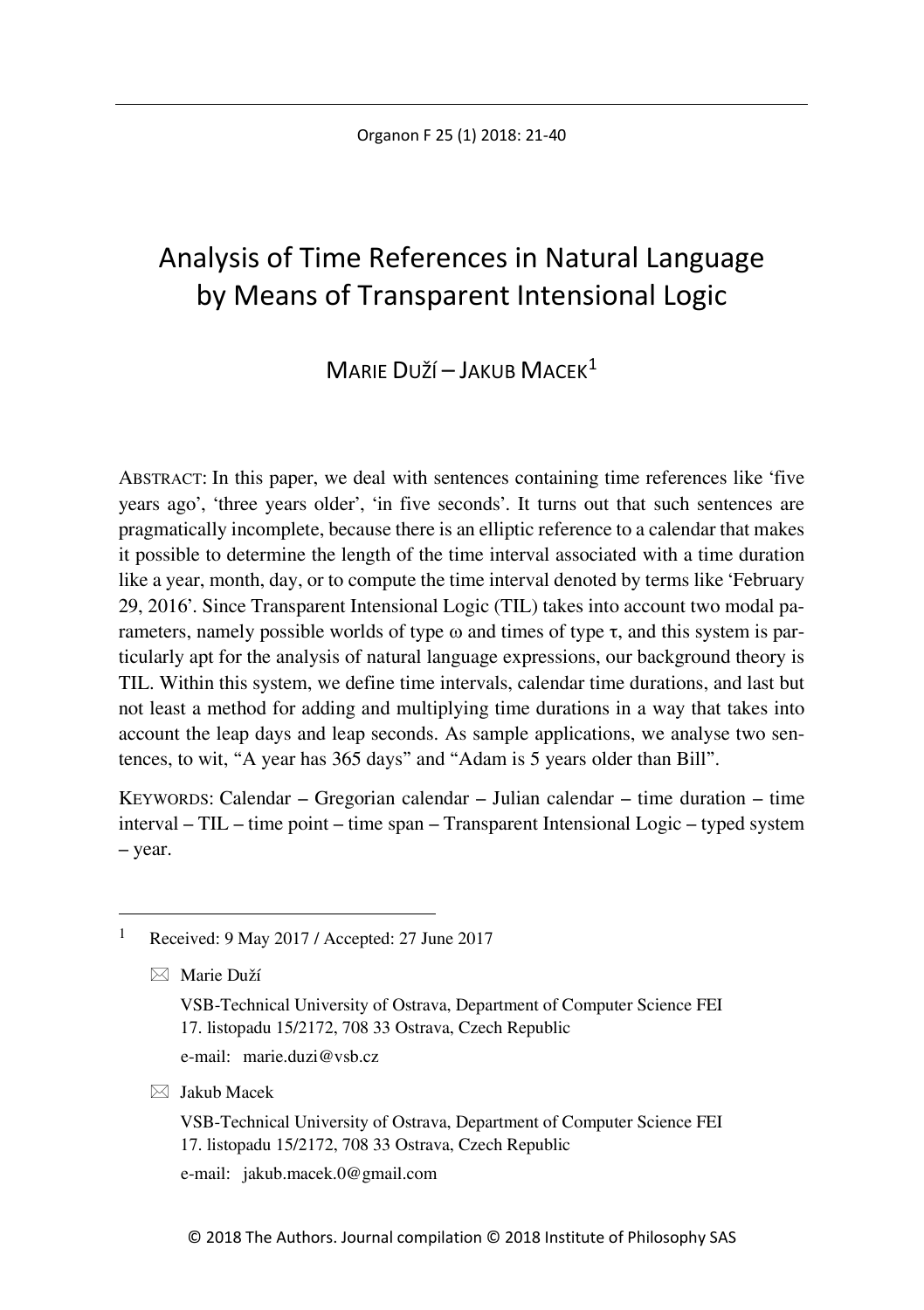# Analysis of Time References in Natural Language by Means of Transparent Intensional Logic

MARIE DUŽÍ – JAKUB MACEK[1]

ABSTRACT: In this paper, we deal with sentences containing time references like 'five years ago', 'three years older', 'in five seconds'. It turns out that such sentences are pragmatically incomplete, because there is an elliptic reference to a calendar that makes it possible to determine the length of the time interval associated with a time duration like a year, month, day, or to compute the time interval denoted by terms like 'February 29, 2016'. Since Transparent Intensional Logic (TIL) takes into account two modal parameters, namely possible worlds of type $\omega$ and times of type $\tau$, and this system is particularly apt for the analysis of natural language expressions, our background theory is TIL. Within this system, we define time intervals, calendar time durations, and last but not least a method for adding and multiplying time durations in a way that takes into account the leap days and leap seconds. As sample applications, we analyse two sentences, to wit, "A year has 365 days" and "Adam is 5 years older than Bill".

KEYWORDS: Calendar – Gregorian calendar – Julian calendar – time duration – time interval – TIL – time point – time span – Transparent Intensional Logic – typed system – year.

---

[1] Received: 9 May 2017 / Accepted: 27 June 2017

✉ Marie Duží

VSB-Technical University of Ostrava, Department of Computer Science FEI
17. listopadu 15/2172, 708 33 Ostrava, Czech Republic

e-mail: marie.duzi@vsb.cz

✉ Jakub Macek

VSB-Technical University of Ostrava, Department of Computer Science FEI
17. listopadu 15/2172, 708 33 Ostrava, Czech Republic

e-mail: jakub.macek.0@gmail.com

© 2018 The Authors. Journal compilation © 2018 Institute of Philosophy SAS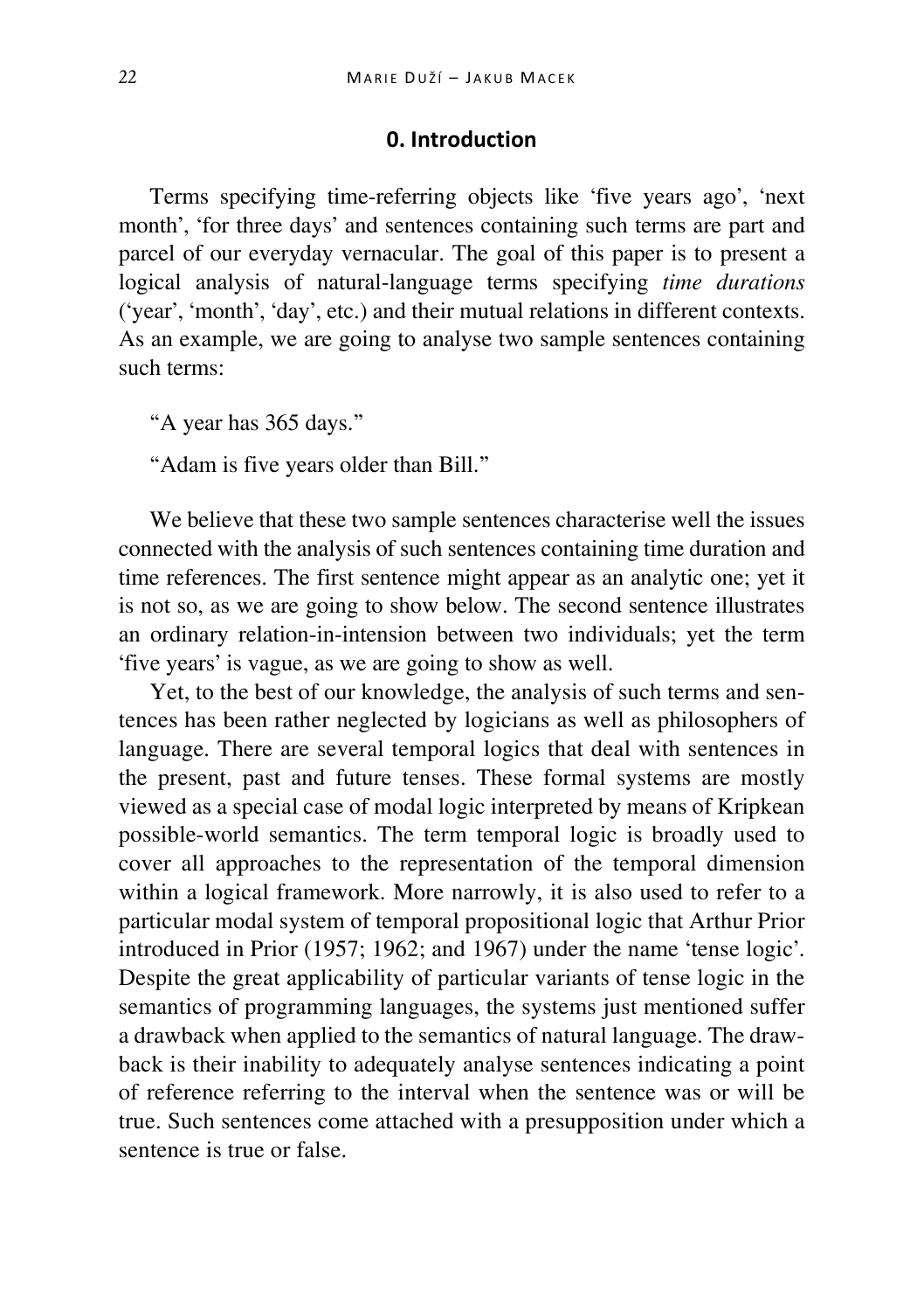## 0. Introduction

Terms specifying time-referring objects like ‘five years ago’, ‘next month’, ‘for three days’ and sentences containing such terms are part and parcel of our everyday vernacular. The goal of this paper is to present a logical analysis of natural-language terms specifying *time durations* (‘year’, ‘month’, ‘day’, etc.) and their mutual relations in different contexts. As an example, we are going to analyse two sample sentences containing such terms:

“A year has 365 days.”

“Adam is five years older than Bill.”

We believe that these two sample sentences characterise well the issues connected with the analysis of such sentences containing time duration and time references. The first sentence might appear as an analytic one; yet it is not so, as we are going to show below. The second sentence illustrates an ordinary relation-in-intension between two individuals; yet the term ‘five years’ is vague, as we are going to show as well.

Yet, to the best of our knowledge, the analysis of such terms and sentences has been rather neglected by logicians as well as philosophers of language. There are several temporal logics that deal with sentences in the present, past and future tenses. These formal systems are mostly viewed as a special case of modal logic interpreted by means of Kripkean possible-world semantics. The term temporal logic is broadly used to cover all approaches to the representation of the temporal dimension within a logical framework. More narrowly, it is also used to refer to a particular modal system of temporal propositional logic that Arthur Prior introduced in Prior (1957; 1962; and 1967) under the name ‘tense logic’. Despite the great applicability of particular variants of tense logic in the semantics of programming languages, the systems just mentioned suffer a drawback when applied to the semantics of natural language. The drawback is their inability to adequately analyse sentences indicating a point of reference referring to the interval when the sentence was or will be true. Such sentences come attached with a presupposition under which a sentence is true or false.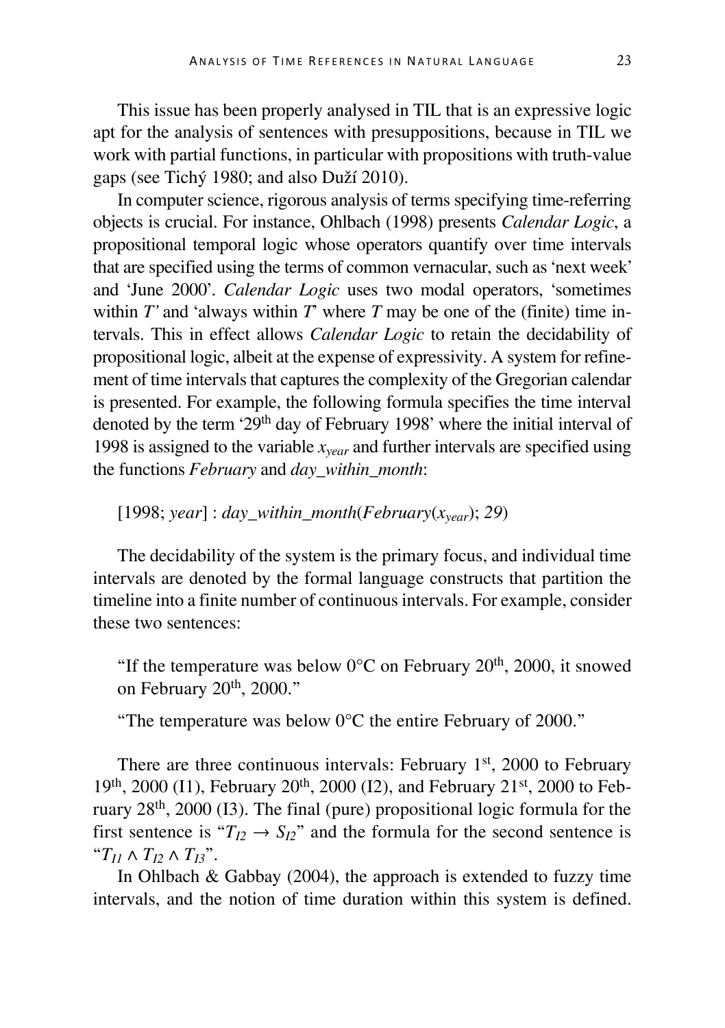This issue has been properly analysed in TIL that is an expressive logic apt for the analysis of sentences with presuppositions, because in TIL we work with partial functions, in particular with propositions with truth-value gaps (see Tichý 1980; and also Duží 2010).

In computer science, rigorous analysis of terms specifying time-referring objects is crucial. For instance, Ohlbach (1998) presents *Calendar Logic*, a propositional temporal logic whose operators quantify over time intervals that are specified using the terms of common vernacular, such as 'next week' and 'June 2000'. *Calendar Logic* uses two modal operators, 'sometimes within *T*' and 'always within *T*' where *T* may be one of the (finite) time intervals. This in effect allows *Calendar Logic* to retain the decidability of propositional logic, albeit at the expense of expressivity. A system for refinement of time intervals that captures the complexity of the Gregorian calendar is presented. For example, the following formula specifies the time interval denoted by the term '29th day of February 1998' where the initial interval of 1998 is assigned to the variable $x_{year}$ and further intervals are specified using the functions *February* and *day_within_month*:

$$[1998; \mathit{year}] : \mathit{day\_within\_month}(\mathit{February}(x_{year}); 29)$$

The decidability of the system is the primary focus, and individual time intervals are denoted by the formal language constructs that partition the timeline into a finite number of continuous intervals. For example, consider these two sentences:

"If the temperature was below 0°C on February 20th, 2000, it snowed on February 20th, 2000."

"The temperature was below 0°C the entire February of 2000."

There are three continuous intervals: February 1st, 2000 to February 19th, 2000 (I1), February 20th, 2000 (I2), and February 21st, 2000 to February 28th, 2000 (I3). The final (pure) propositional logic formula for the first sentence is "$T_{I2} \rightarrow S_{I2}$" and the formula for the second sentence is "$T_{I1} \wedge T_{I2} \wedge T_{I3}$".

In Ohlbach & Gabbay (2004), the approach is extended to fuzzy time intervals, and the notion of time duration within this system is defined.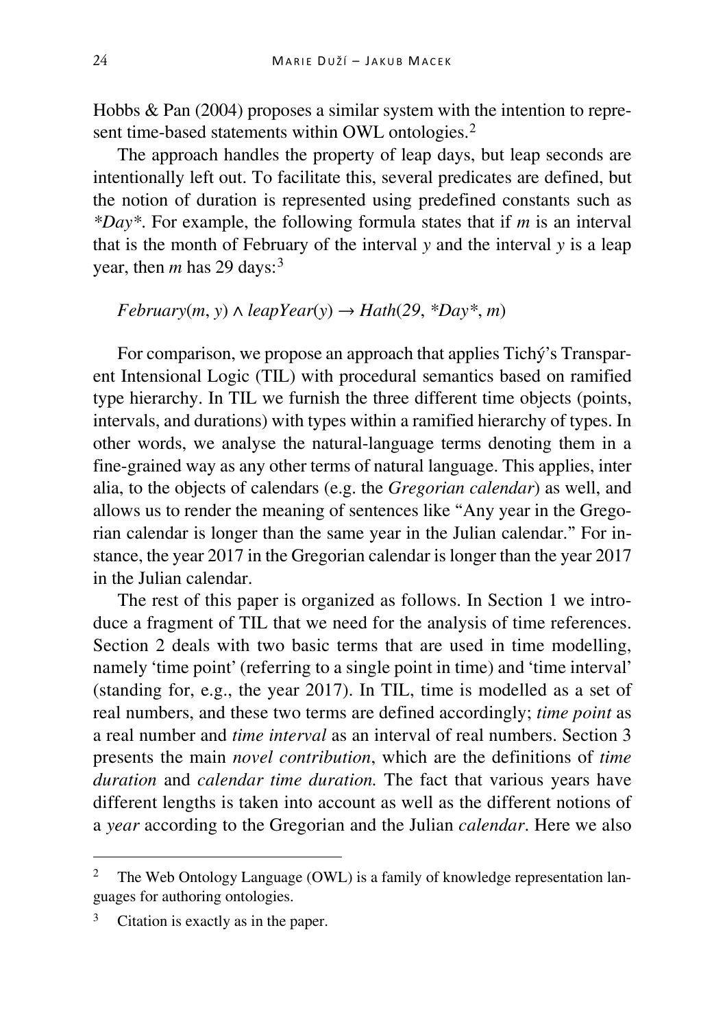Hobbs & Pan (2004) proposes a similar system with the intention to represent time-based statements within OWL ontologies.[2]

The approach handles the property of leap days, but leap seconds are intentionally left out. To facilitate this, several predicates are defined, but the notion of duration is represented using predefined constants such as *\*Day\**. For example, the following formula states that if *m* is an interval that is the month of February of the interval *y* and the interval *y* is a leap year, then *m* has 29 days:[3]

$$February(m, y) \wedge leapYear(y) \rightarrow Hath(29, *Day*, m)$$

For comparison, we propose an approach that applies Tichý's Transparent Intensional Logic (TIL) with procedural semantics based on ramified type hierarchy. In TIL we furnish the three different time objects (points, intervals, and durations) with types within a ramified hierarchy of types. In other words, we analyse the natural-language terms denoting them in a fine-grained way as any other terms of natural language. This applies, inter alia, to the objects of calendars (e.g. the *Gregorian calendar*) as well, and allows us to render the meaning of sentences like "Any year in the Gregorian calendar is longer than the same year in the Julian calendar." For instance, the year 2017 in the Gregorian calendar is longer than the year 2017 in the Julian calendar.

The rest of this paper is organized as follows. In Section 1 we introduce a fragment of TIL that we need for the analysis of time references. Section 2 deals with two basic terms that are used in time modelling, namely 'time point' (referring to a single point in time) and 'time interval' (standing for, e.g., the year 2017). In TIL, time is modelled as a set of real numbers, and these two terms are defined accordingly; *time point* as a real number and *time interval* as an interval of real numbers. Section 3 presents the main *novel contribution*, which are the definitions of *time duration* and *calendar time duration.* The fact that various years have different lengths is taken into account as well as the different notions of a *year* according to the Gregorian and the Julian *calendar*. Here we also

---

[2] The Web Ontology Language (OWL) is a family of knowledge representation languages for authoring ontologies.

[3] Citation is exactly as in the paper.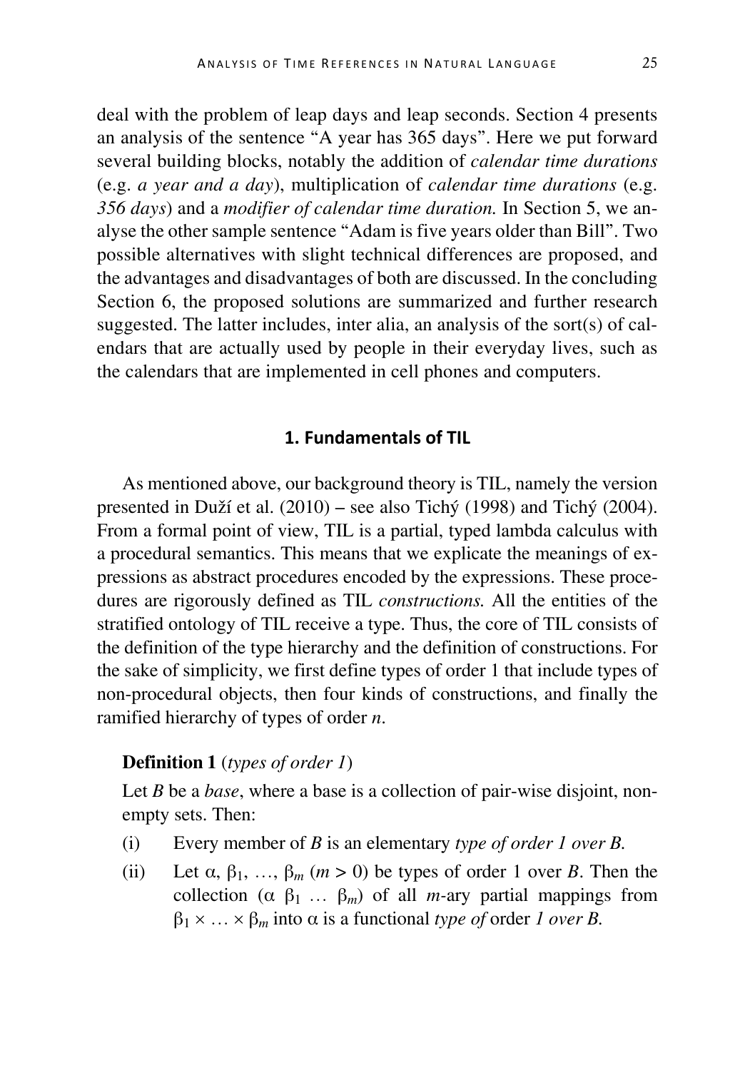deal with the problem of leap days and leap seconds. Section 4 presents an analysis of the sentence "A year has 365 days". Here we put forward several building blocks, notably the addition of *calendar time durations* (e.g. *a year and a day*), multiplication of *calendar time durations* (e.g. *356 days*) and a *modifier of calendar time duration.* In Section 5, we analyse the other sample sentence "Adam is five years older than Bill". Two possible alternatives with slight technical differences are proposed, and the advantages and disadvantages of both are discussed. In the concluding Section 6, the proposed solutions are summarized and further research suggested. The latter includes, inter alia, an analysis of the sort(s) of calendars that are actually used by people in their everyday lives, such as the calendars that are implemented in cell phones and computers.

## 1. Fundamentals of TIL

As mentioned above, our background theory is TIL, namely the version presented in Duží et al. (2010) – see also Tichý (1998) and Tichý (2004). From a formal point of view, TIL is a partial, typed lambda calculus with a procedural semantics. This means that we explicate the meanings of expressions as abstract procedures encoded by the expressions. These procedures are rigorously defined as TIL *constructions.* All the entities of the stratified ontology of TIL receive a type. Thus, the core of TIL consists of the definition of the type hierarchy and the definition of constructions. For the sake of simplicity, we first define types of order 1 that include types of non-procedural objects, then four kinds of constructions, and finally the ramified hierarchy of types of order *n*.

**Definition 1** (*types of order 1*)

Let *B* be a *base*, where a base is a collection of pair-wise disjoint, non-empty sets. Then:

(i) Every member of *B* is an elementary *type of order 1 over B.*

(ii) Let $\alpha$, $\beta_1$, …, $\beta_m$ ($m > 0$) be types of order 1 over *B*. Then the collection ($\alpha$ $\beta_1$ … $\beta_m$) of all *m*-ary partial mappings from $\beta_1 \times \ldots \times \beta_m$ into $\alpha$ is a functional *type of* order *1 over B.*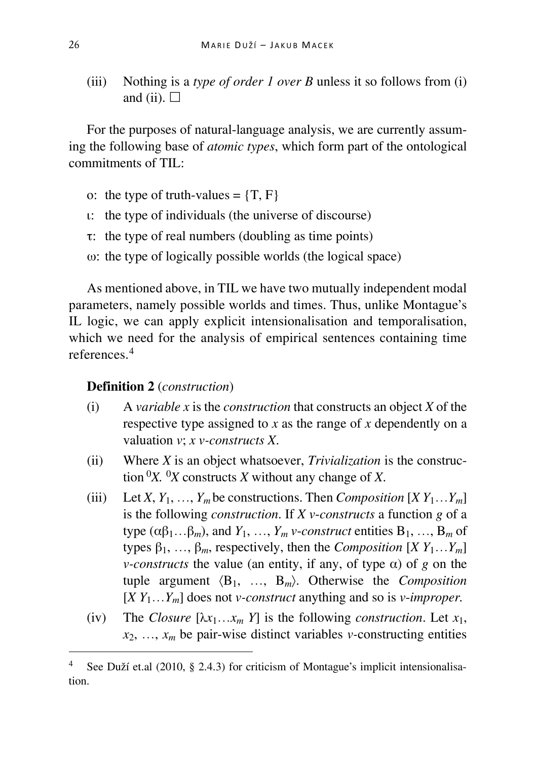(iii) Nothing is a *type of order 1 over B* unless it so follows from (i) and (ii). □

For the purposes of natural-language analysis, we are currently assuming the following base of *atomic types*, which form part of the ontological commitments of TIL:

- $o$: the type of truth-values = {T, F}
- $\iota$: the type of individuals (the universe of discourse)
- $\tau$: the type of real numbers (doubling as time points)
- $\omega$: the type of logically possible worlds (the logical space)

As mentioned above, in TIL we have two mutually independent modal parameters, namely possible worlds and times. Thus, unlike Montague's IL logic, we can apply explicit intensionalisation and temporalisation, which we need for the analysis of empirical sentences containing time references.[4]

**Definition 2** (*construction*)

(i) A *variable* $x$ is the *construction* that constructs an object $X$ of the respective type assigned to $x$ as the range of $x$ dependently on a valuation $v$; *$x$ $v$-constructs $X$*.

(ii) Where $X$ is an object whatsoever, *Trivialization* is the construction ${}^0X$. ${}^0X$ constructs $X$ without any change of $X$.

(iii) Let $X, Y_1, \ldots, Y_m$ be constructions. Then *Composition* $[X\, Y_1 \ldots Y_m]$ is the following *construction*. If $X$ *$v$-constructs* a function $g$ of a type $(\alpha\beta_1\ldots\beta_m)$, and $Y_1, \ldots, Y_m$ *$v$-construct* entities $B_1, \ldots, B_m$ of types $\beta_1, \ldots, \beta_m$, respectively, then the *Composition* $[X\, Y_1 \ldots Y_m]$ *$v$-constructs* the value (an entity, if any, of type $\alpha$) of $g$ on the tuple argument $\langle B_1, \ldots, B_m\rangle$. Otherwise the *Composition* $[X\, Y_1 \ldots Y_m]$ does not *$v$-construct* anything and so is *$v$-improper*.

(iv) The *Closure* $[\lambda x_1 \ldots x_m\, Y]$ is the following *construction*. Let $x_1, x_2, \ldots, x_m$ be pair-wise distinct variables $v$-constructing entities

---

[4] See Duží et.al (2010, § 2.4.3) for criticism of Montague's implicit intensionalisation.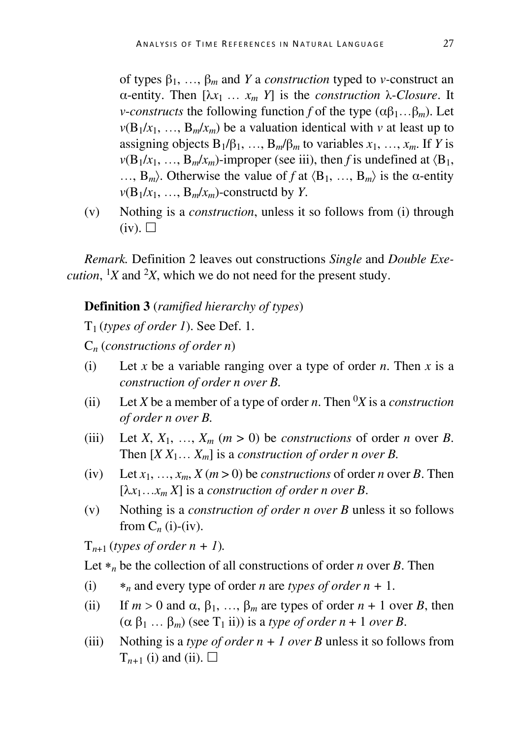of types $\beta_1, \ldots, \beta_m$ and $Y$ a *construction* typed to $v$-construct an $\alpha$-entity. Then $[\lambda x_1 \ldots x_m\ Y]$ is the *construction* $\lambda$*-Closure*. It *v-constructs* the following function $f$ of the type $(\alpha\beta_1\ldots\beta_m)$. Let $v(B_1/x_1, \ldots, B_m/x_m)$ be a valuation identical with $v$ at least up to assigning objects $B_1/\beta_1, \ldots, B_m/\beta_m$ to variables $x_1, \ldots, x_m$. If $Y$ is $v(B_1/x_1, \ldots, B_m/x_m)$-improper (see iii), then $f$ is undefined at $\langle B_1, \ldots, B_m\rangle$. Otherwise the value of $f$ at $\langle B_1, \ldots, B_m\rangle$ is the $\alpha$-entity $v(B_1/x_1, \ldots, B_m/x_m)$-constructd by $Y$.

(v) Nothing is a *construction*, unless it so follows from (i) through (iv). □

*Remark.* Definition 2 leaves out constructions *Single* and *Double Execution*, $^1X$ and $^2X$, which we do not need for the present study.

**Definition 3** (*ramified hierarchy of types*)

$T_1$ (*types of order 1*). See Def. 1.

$C_n$ (*constructions of order n*)

(i) Let $x$ be a variable ranging over a type of order $n$. Then $x$ is a *construction of order n over B.*

(ii) Let $X$ be a member of a type of order $n$. Then $^0X$ is a *construction of order n over B.*

(iii) Let $X, X_1, \ldots, X_m$ $(m > 0)$ be *constructions* of order $n$ over $B$. Then $[X\ X_1\ldots\ X_m]$ is a *construction of order n over B.*

(iv) Let $x_1, \ldots, x_m, X$ $(m > 0)$ be *constructions* of order $n$ over $B$. Then $[\lambda x_1\ldots x_m\ X]$ is a *construction of order n over B*.

(v) Nothing is a *construction of order n over B* unless it so follows from $C_n$ (i)-(iv).

$T_{n+1}$ (*types of order n + 1*).

Let $*_n$ be the collection of all constructions of order $n$ over $B$. Then

(i) $*_n$ and every type of order $n$ are *types of order n* + 1.

(ii) If $m > 0$ and $\alpha, \beta_1, \ldots, \beta_m$ are types of order $n + 1$ over $B$, then $(\alpha\ \beta_1\ \ldots\ \beta_m)$ (see $T_1$ ii)) is a *type of order n* + 1 *over B*.

(iii) Nothing is a *type of order n + 1 over B* unless it so follows from $T_{n+1}$ (i) and (ii). □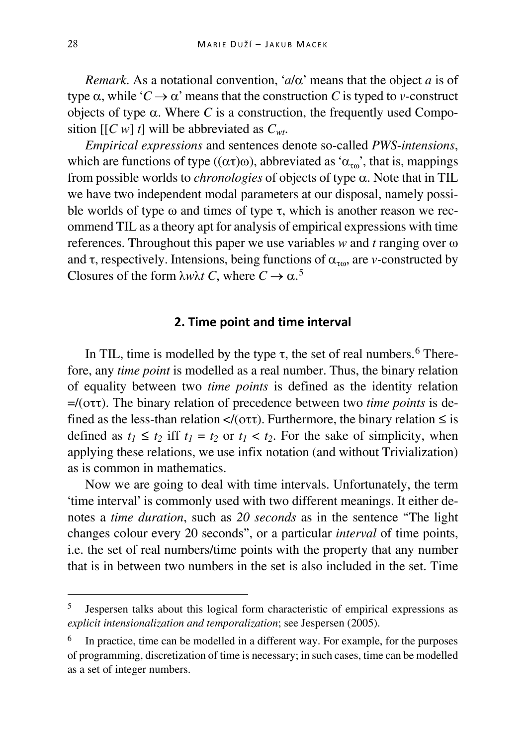*Remark*. As a notational convention, '$a/\alpha$' means that the object $a$ is of type $\alpha$, while '$C \rightarrow \alpha$' means that the construction $C$ is typed to *v*-construct objects of type $\alpha$. Where $C$ is a construction, the frequently used Composition $[[C\ w]\ t]$ will be abbreviated as $C_{wt}$.

*Empirical expressions* and sentences denote so-called *PWS-intensions*, which are functions of type $((\alpha\tau)\omega)$, abbreviated as '$\alpha_{\tau\omega}$', that is, mappings from possible worlds to *chronologies* of objects of type $\alpha$. Note that in TIL we have two independent modal parameters at our disposal, namely possible worlds of type $\omega$ and times of type $\tau$, which is another reason we recommend TIL as a theory apt for analysis of empirical expressions with time references. Throughout this paper we use variables $w$ and $t$ ranging over $\omega$ and $\tau$, respectively. Intensions, being functions of $\alpha_{\tau\omega}$, are *v*-constructed by Closures of the form $\lambda w \lambda t\ C$, where $C \rightarrow \alpha$.[5]

## 2. Time point and time interval

In TIL, time is modelled by the type $\tau$, the set of real numbers.[6] Therefore, any *time point* is modelled as a real number. Thus, the binary relation of equality between two *time points* is defined as the identity relation $=/(o\tau\tau)$. The binary relation of precedence between two *time points* is defined as the less-than relation $</(o\tau\tau)$. Furthermore, the binary relation $\leq$ is defined as $t_1 \leq t_2$ iff $t_1 = t_2$ or $t_1 < t_2$. For the sake of simplicity, when applying these relations, we use infix notation (and without Trivialization) as is common in mathematics.

Now we are going to deal with time intervals. Unfortunately, the term 'time interval' is commonly used with two different meanings. It either denotes a *time duration*, such as *20 seconds* as in the sentence "The light changes colour every 20 seconds", or a particular *interval* of time points, i.e. the set of real numbers/time points with the property that any number that is in between two numbers in the set is also included in the set. Time

---

[5] Jespersen talks about this logical form characteristic of empirical expressions as *explicit intensionalization and temporalization*; see Jespersen (2005).

[6] In practice, time can be modelled in a different way. For example, for the purposes of programming, discretization of time is necessary; in such cases, time can be modelled as a set of integer numbers.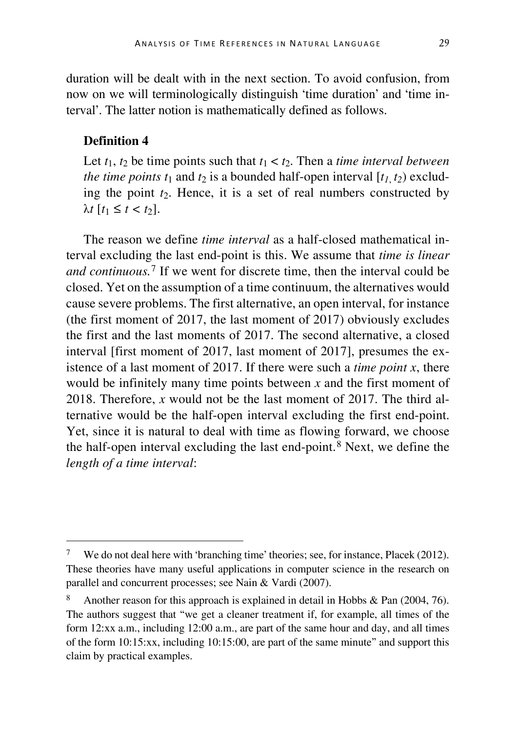duration will be dealt with in the next section. To avoid confusion, from now on we will terminologically distinguish 'time duration' and 'time interval'. The latter notion is mathematically defined as follows.

**Definition 4**

Let $t_1$, $t_2$ be time points such that $t_1 < t_2$. Then a *time interval between the time points* $t_1$ and $t_2$ is a bounded half-open interval $[t_1, t_2)$ excluding the point $t_2$. Hence, it is a set of real numbers constructed by $\lambda t\ [t_1 \leq t < t_2]$.

The reason we define *time interval* as a half-closed mathematical interval excluding the last end-point is this. We assume that *time is linear and continuous.*[7] If we went for discrete time, then the interval could be closed. Yet on the assumption of a time continuum, the alternatives would cause severe problems. The first alternative, an open interval, for instance (the first moment of 2017, the last moment of 2017) obviously excludes the first and the last moments of 2017. The second alternative, a closed interval [first moment of 2017, last moment of 2017], presumes the existence of a last moment of 2017. If there were such a *time point x*, there would be infinitely many time points between *x* and the first moment of 2018. Therefore, *x* would not be the last moment of 2017. The third alternative would be the half-open interval excluding the first end-point. Yet, since it is natural to deal with time as flowing forward, we choose the half-open interval excluding the last end-point.[8] Next, we define the *length of a time interval*:

---

[7] We do not deal here with 'branching time' theories; see, for instance, Placek (2012). These theories have many useful applications in computer science in the research on parallel and concurrent processes; see Nain & Vardi (2007).

[8] Another reason for this approach is explained in detail in Hobbs & Pan (2004, 76). The authors suggest that "we get a cleaner treatment if, for example, all times of the form 12:xx a.m., including 12:00 a.m., are part of the same hour and day, and all times of the form 10:15:xx, including 10:15:00, are part of the same minute" and support this claim by practical examples.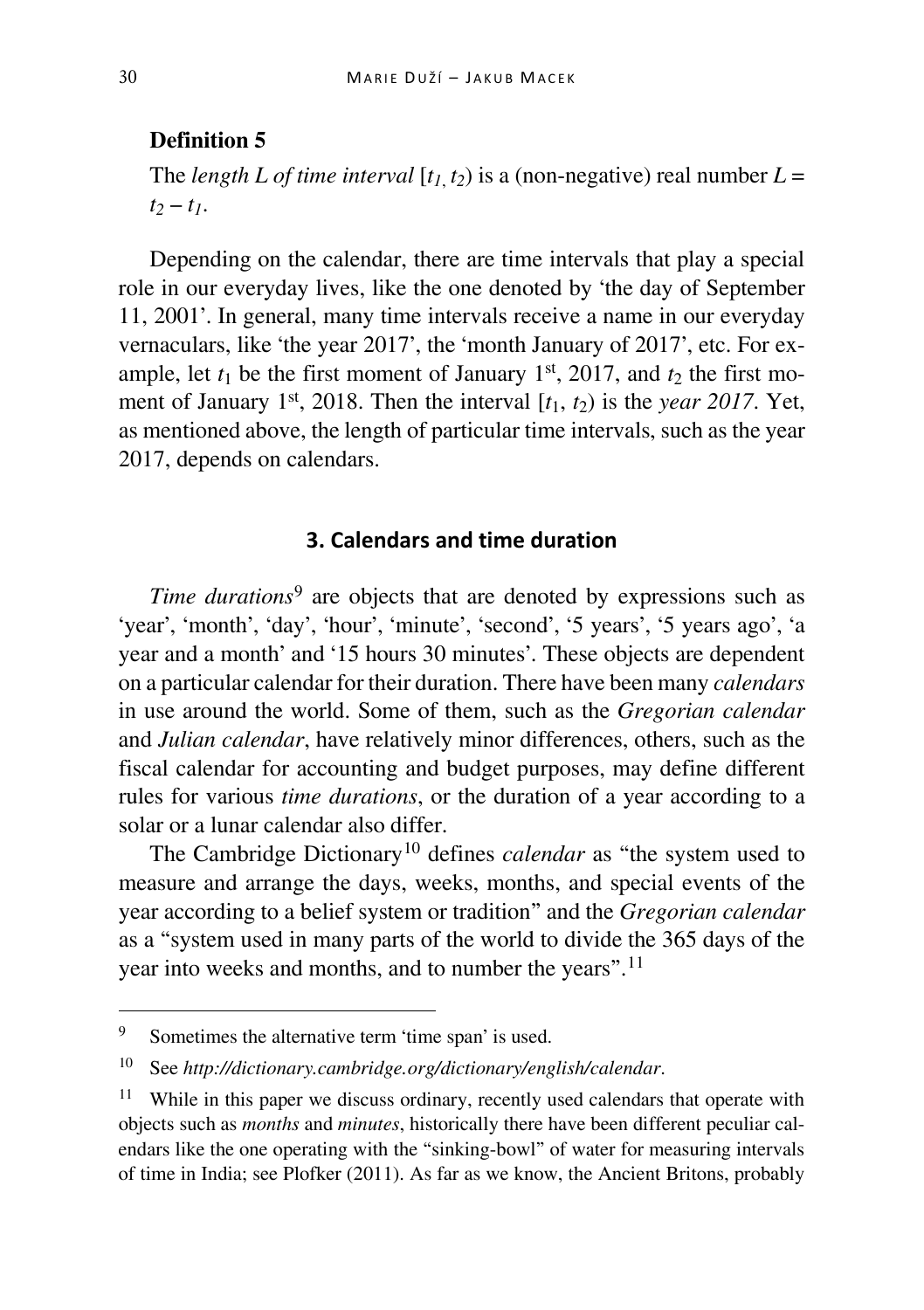**Definition 5**

The *length L of time interval* $[t_1, t_2)$ is a (non-negative) real number $L = t_2 - t_1$.

Depending on the calendar, there are time intervals that play a special role in our everyday lives, like the one denoted by 'the day of September 11, 2001'. In general, many time intervals receive a name in our everyday vernaculars, like 'the year 2017', the 'month January of 2017', etc. For example, let $t_1$ be the first moment of January 1st, 2017, and $t_2$ the first moment of January 1st, 2018. Then the interval $[t_1, t_2)$ is the *year 2017*. Yet, as mentioned above, the length of particular time intervals, such as the year 2017, depends on calendars.

## 3. Calendars and time duration

*Time durations*[9] are objects that are denoted by expressions such as 'year', 'month', 'day', 'hour', 'minute', 'second', '5 years', '5 years ago', 'a year and a month' and '15 hours 30 minutes'. These objects are dependent on a particular calendar for their duration. There have been many *calendars* in use around the world. Some of them, such as the *Gregorian calendar* and *Julian calendar*, have relatively minor differences, others, such as the fiscal calendar for accounting and budget purposes, may define different rules for various *time durations*, or the duration of a year according to a solar or a lunar calendar also differ.

The Cambridge Dictionary[10] defines *calendar* as "the system used to measure and arrange the days, weeks, months, and special events of the year according to a belief system or tradition" and the *Gregorian calendar* as a "system used in many parts of the world to divide the 365 days of the year into weeks and months, and to number the years".[11]

---

[9] Sometimes the alternative term 'time span' is used.

[10] See *http://dictionary.cambridge.org/dictionary/english/calendar*.

[11] While in this paper we discuss ordinary, recently used calendars that operate with objects such as *months* and *minutes*, historically there have been different peculiar calendars like the one operating with the "sinking-bowl" of water for measuring intervals of time in India; see Plofker (2011). As far as we know, the Ancient Britons, probably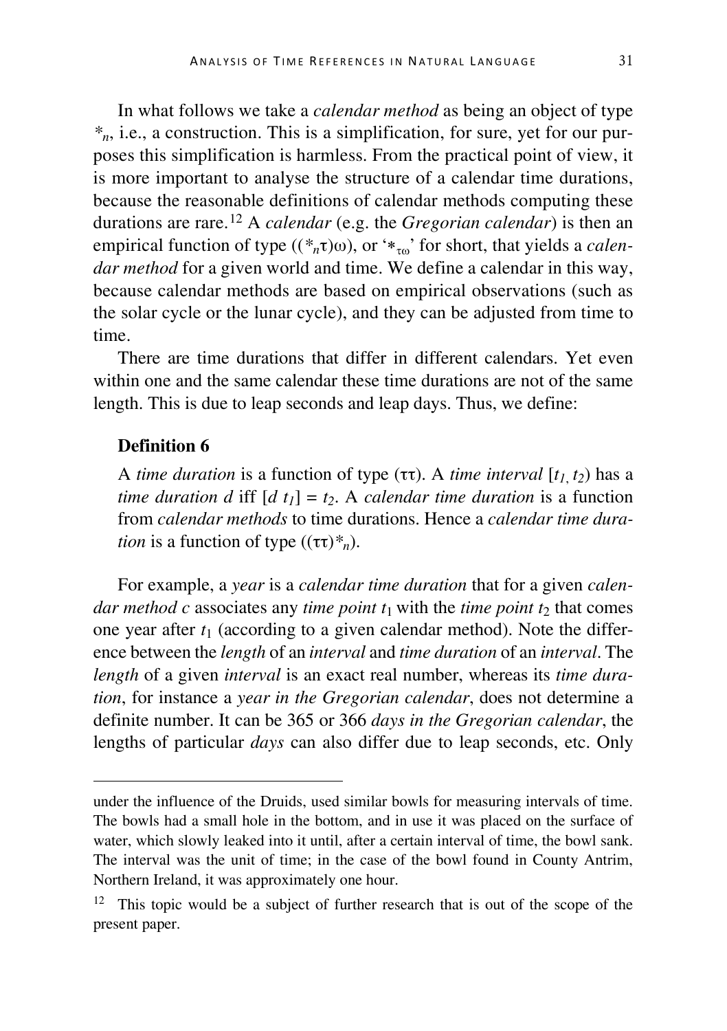In what follows we take a *calendar method* as being an object of type $*_n$, i.e., a construction. This is a simplification, for sure, yet for our purposes this simplification is harmless. From the practical point of view, it is more important to analyse the structure of a calendar time durations, because the reasonable definitions of calendar methods computing these durations are rare.[12] A *calendar* (e.g. the *Gregorian calendar*) is then an empirical function of type $((*_n\tau)\omega)$, or '$*_{\tau\omega}$' for short, that yields a *calendar method* for a given world and time. We define a calendar in this way, because calendar methods are based on empirical observations (such as the solar cycle or the lunar cycle), and they can be adjusted from time to time.

There are time durations that differ in different calendars. Yet even within one and the same calendar these time durations are not of the same length. This is due to leap seconds and leap days. Thus, we define:

**Definition 6**

A *time duration* is a function of type $(\tau\tau)$. A *time interval* $[t_1, t_2)$ has a *time duration* $d$ iff $[d\ t_1] = t_2$. A *calendar time duration* is a function from *calendar methods* to time durations. Hence a *calendar time duration* is a function of type $((\tau\tau)*_n)$.

For example, a *year* is a *calendar time duration* that for a given *calendar method c* associates any *time point* $t_1$ with the *time point* $t_2$ that comes one year after $t_1$ (according to a given calendar method). Note the difference between the *length* of an *interval* and *time duration* of an *interval*. The *length* of a given *interval* is an exact real number, whereas its *time duration*, for instance a *year in the Gregorian calendar*, does not determine a definite number. It can be 365 or 366 *days in the Gregorian calendar*, the lengths of particular *days* can also differ due to leap seconds, etc. Only

---

under the influence of the Druids, used similar bowls for measuring intervals of time. The bowls had a small hole in the bottom, and in use it was placed on the surface of water, which slowly leaked into it until, after a certain interval of time, the bowl sank. The interval was the unit of time; in the case of the bowl found in County Antrim, Northern Ireland, it was approximately one hour.

[12] This topic would be a subject of further research that is out of the scope of the present paper.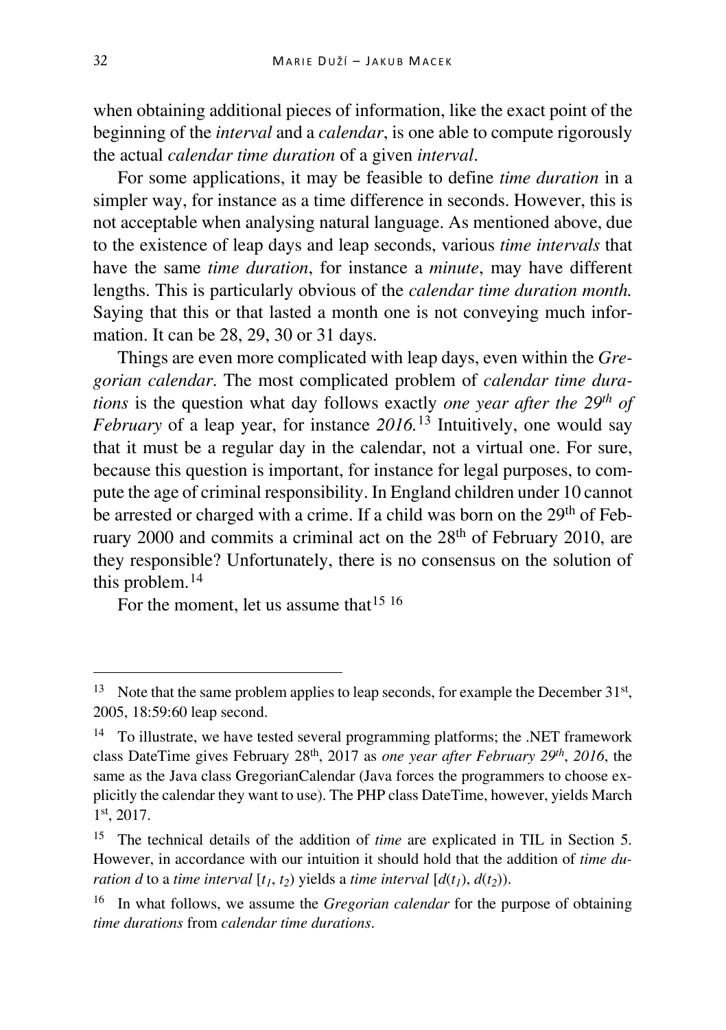when obtaining additional pieces of information, like the exact point of the beginning of the *interval* and a *calendar*, is one able to compute rigorously the actual *calendar time duration* of a given *interval*.

For some applications, it may be feasible to define *time duration* in a simpler way, for instance as a time difference in seconds. However, this is not acceptable when analysing natural language. As mentioned above, due to the existence of leap days and leap seconds, various *time intervals* that have the same *time duration*, for instance a *minute*, may have different lengths. This is particularly obvious of the *calendar time duration month.* Saying that this or that lasted a month one is not conveying much information. It can be 28, 29, 30 or 31 days.

Things are even more complicated with leap days, even within the *Gregorian calendar*. The most complicated problem of *calendar time durations* is the question what day follows exactly *one year after the 29th of February* of a leap year, for instance *2016.*[13] Intuitively, one would say that it must be a regular day in the calendar, not a virtual one. For sure, because this question is important, for instance for legal purposes, to compute the age of criminal responsibility. In England children under 10 cannot be arrested or charged with a crime. If a child was born on the 29th of February 2000 and commits a criminal act on the 28th of February 2010, are they responsible? Unfortunately, there is no consensus on the solution of this problem.[14]

For the moment, let us assume that[15] [16]

---

[13] Note that the same problem applies to leap seconds, for example the December 31st, 2005, 18:59:60 leap second.

[14] To illustrate, we have tested several programming platforms; the .NET framework class DateTime gives February 28th, 2017 as *one year after February 29th, 2016*, the same as the Java class GregorianCalendar (Java forces the programmers to choose explicitly the calendar they want to use). The PHP class DateTime, however, yields March 1st, 2017.

[15] The technical details of the addition of *time* are explicated in TIL in Section 5. However, in accordance with our intuition it should hold that the addition of *time duration d* to a *time interval* $[t_1, t_2)$ yields a *time interval* $[d(t_1), d(t_2))$.

[16] In what follows, we assume the *Gregorian calendar* for the purpose of obtaining *time durations* from *calendar time durations*.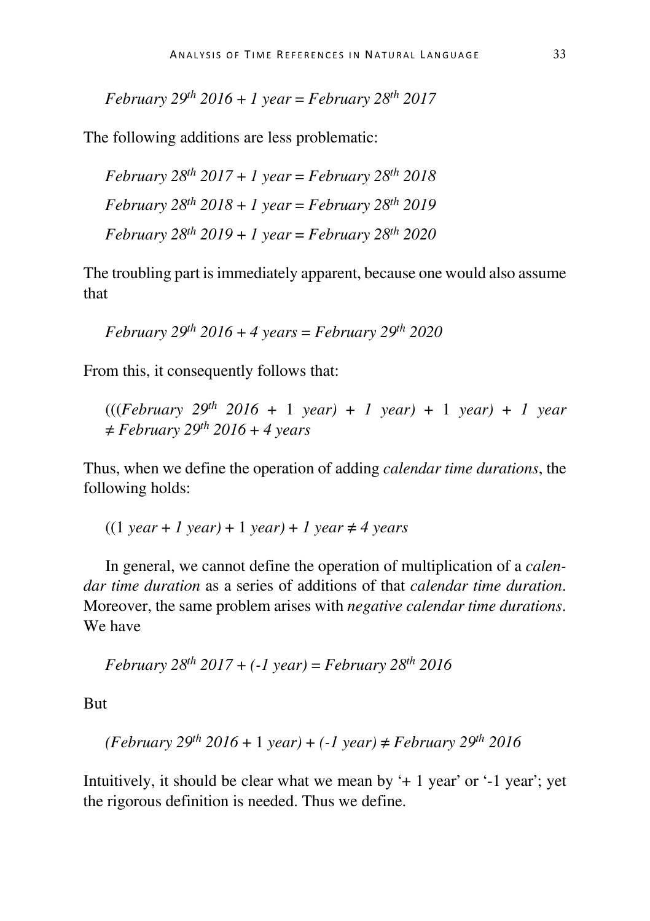*February 29$^{th}$ 2016 + 1 year = February 28$^{th}$ 2017*

The following additions are less problematic:

*February 28$^{th}$ 2017 + 1 year = February 28$^{th}$ 2018*

*February 28$^{th}$ 2018 + 1 year = February 28$^{th}$ 2019*

*February 28$^{th}$ 2019 + 1 year = February 28$^{th}$ 2020*

The troubling part is immediately apparent, because one would also assume that

*February 29$^{th}$ 2016 + 4 years = February 29$^{th}$ 2020*

From this, it consequently follows that:

(((*February 29$^{th}$ 2016* + 1 *year) + 1 year)* + 1 *year) + 1 year ≠ February 29$^{th}$ 2016 + 4 years*

Thus, when we define the operation of adding *calendar time durations*, the following holds:

((1 *year + 1 year)* + 1 *year) + 1 year ≠ 4 years*

In general, we cannot define the operation of multiplication of a *calendar time duration* as a series of additions of that *calendar time duration*. Moreover, the same problem arises with *negative calendar time durations*. We have

*February 28$^{th}$ 2017 + (-1 year) = February 28$^{th}$ 2016*

But

*(February 29$^{th}$ 2016* + 1 *year) + (-1 year) ≠ February 29$^{th}$ 2016*

Intuitively, it should be clear what we mean by '+ 1 year' or '-1 year'; yet the rigorous definition is needed. Thus we define.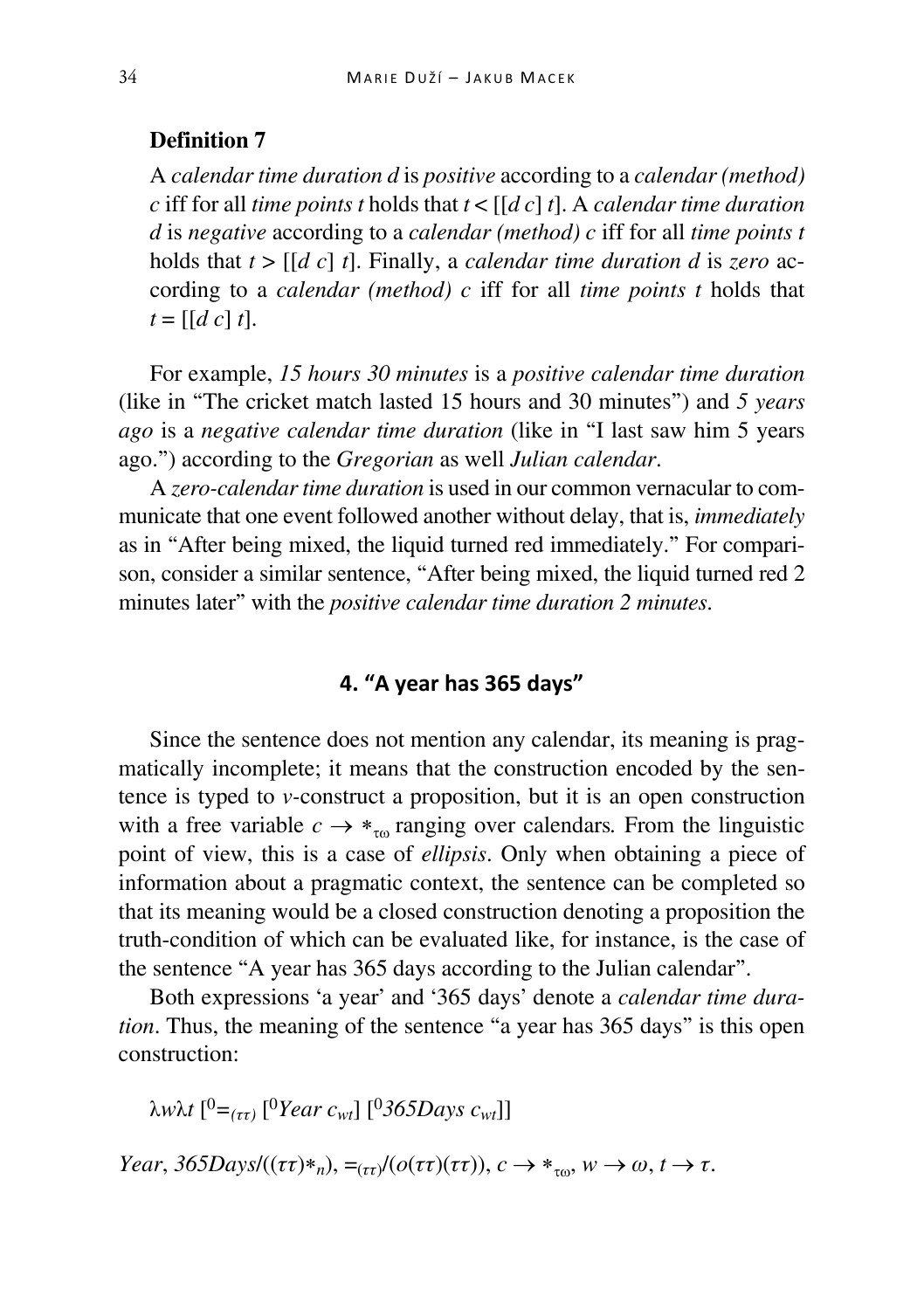**Definition 7**

A *calendar time duration d* is *positive* according to a *calendar (method) c* iff for all *time points t* holds that $t < [[d\ c]\ t]$. A *calendar time duration d* is *negative* according to a *calendar (method) c* iff for all *time points t* holds that $t > [[d\ c]\ t]$. Finally, a *calendar time duration d* is *zero* according to a *calendar (method) c* iff for all *time points t* holds that $t = [[d\ c]\ t]$.

For example, *15 hours 30 minutes* is a *positive calendar time duration* (like in "The cricket match lasted 15 hours and 30 minutes") and *5 years ago* is a *negative calendar time duration* (like in "I last saw him 5 years ago.") according to the *Gregorian* as well *Julian calendar*.

A *zero-calendar time duration* is used in our common vernacular to communicate that one event followed another without delay, that is, *immediately* as in "After being mixed, the liquid turned red immediately." For comparison, consider a similar sentence, "After being mixed, the liquid turned red 2 minutes later" with the *positive calendar time duration 2 minutes*.

## 4. "A year has 365 days"

Since the sentence does not mention any calendar, its meaning is pragmatically incomplete; it means that the construction encoded by the sentence is typed to *v*-construct a proposition, but it is an open construction with a free variable $c \rightarrow *_{\tau\omega}$ ranging over calendars. From the linguistic point of view, this is a case of *ellipsis*. Only when obtaining a piece of information about a pragmatic context, the sentence can be completed so that its meaning would be a closed construction denoting a proposition the truth-condition of which can be evaluated like, for instance, is the case of the sentence "A year has 365 days according to the Julian calendar".

Both expressions 'a year' and '365 days' denote a *calendar time duration*. Thus, the meaning of the sentence "a year has 365 days" is this open construction:

$$\lambda w \lambda t\ [{}^0\!=_{(\tau\tau)}\ [{}^0\mathit{Year}\ c_{wt}]\ [{}^0\mathit{365Days}\ c_{wt}]]$$

$\mathit{Year}, \mathit{365Days}/((\tau\tau)*_n)$, $=_{(\tau\tau)}/(o(\tau\tau)(\tau\tau))$, $c \rightarrow *_{\tau\omega}$, $w \rightarrow \omega$, $t \rightarrow \tau$.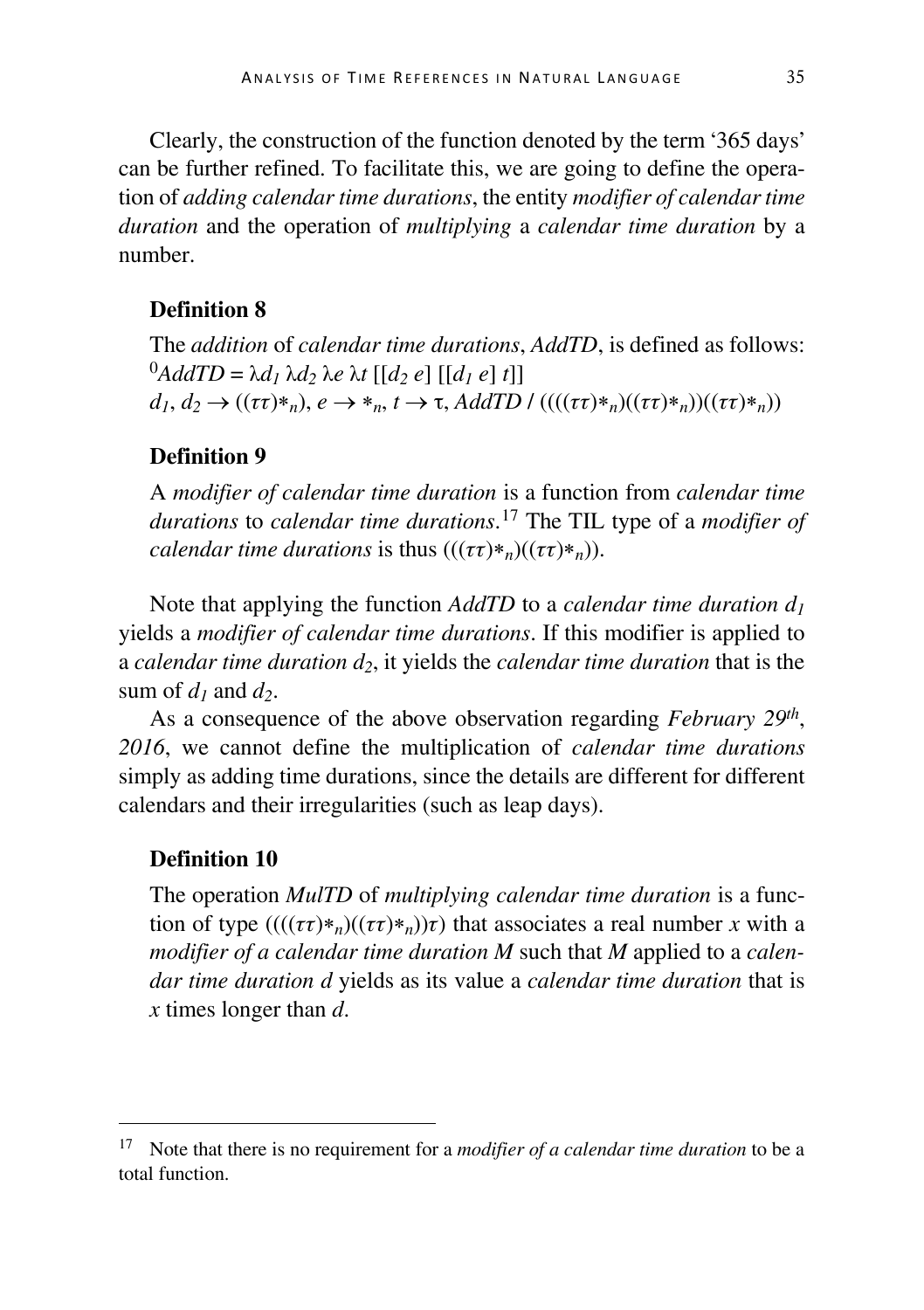Clearly, the construction of the function denoted by the term '365 days' can be further refined. To facilitate this, we are going to define the operation of *adding calendar time durations*, the entity *modifier of calendar time duration* and the operation of *multiplying* a *calendar time duration* by a number.

**Definition 8**

The *addition* of *calendar time durations*, *AddTD*, is defined as follows:
$^0AddTD = \lambda d_1\, \lambda d_2\, \lambda e\, \lambda t\, [[d_2\, e]\, [[d_1\, e]\, t]]$
$d_1, d_2 \rightarrow ((\tau\tau)*_n)$, $e \rightarrow *_n$, $t \rightarrow \tau$, $AddTD\, /\, ((((\tau\tau)*_n)((\tau\tau)*_n))((\tau\tau)*_n))$

**Definition 9**

A *modifier of calendar time duration* is a function from *calendar time durations* to *calendar time durations*.[17] The TIL type of a *modifier of calendar time durations* is thus $(((\tau\tau)*_n)((\tau\tau)*_n))$.

Note that applying the function *AddTD* to a *calendar time duration* $d_1$ yields a *modifier of calendar time durations*. If this modifier is applied to a *calendar time duration* $d_2$, it yields the *calendar time duration* that is the sum of $d_1$ and $d_2$.

As a consequence of the above observation regarding *February 29th, 2016*, we cannot define the multiplication of *calendar time durations* simply as adding time durations, since the details are different for different calendars and their irregularities (such as leap days).

**Definition 10**

The operation *MulTD* of *multiplying calendar time duration* is a function of type $((((\tau\tau)*_n)((\tau\tau)*_n))\tau)$ that associates a real number $x$ with a *modifier of a calendar time duration M* such that *M* applied to a *calendar time duration d* yields as its value a *calendar time duration* that is $x$ times longer than $d$.

---

[17] Note that there is no requirement for a *modifier of a calendar time duration* to be a total function.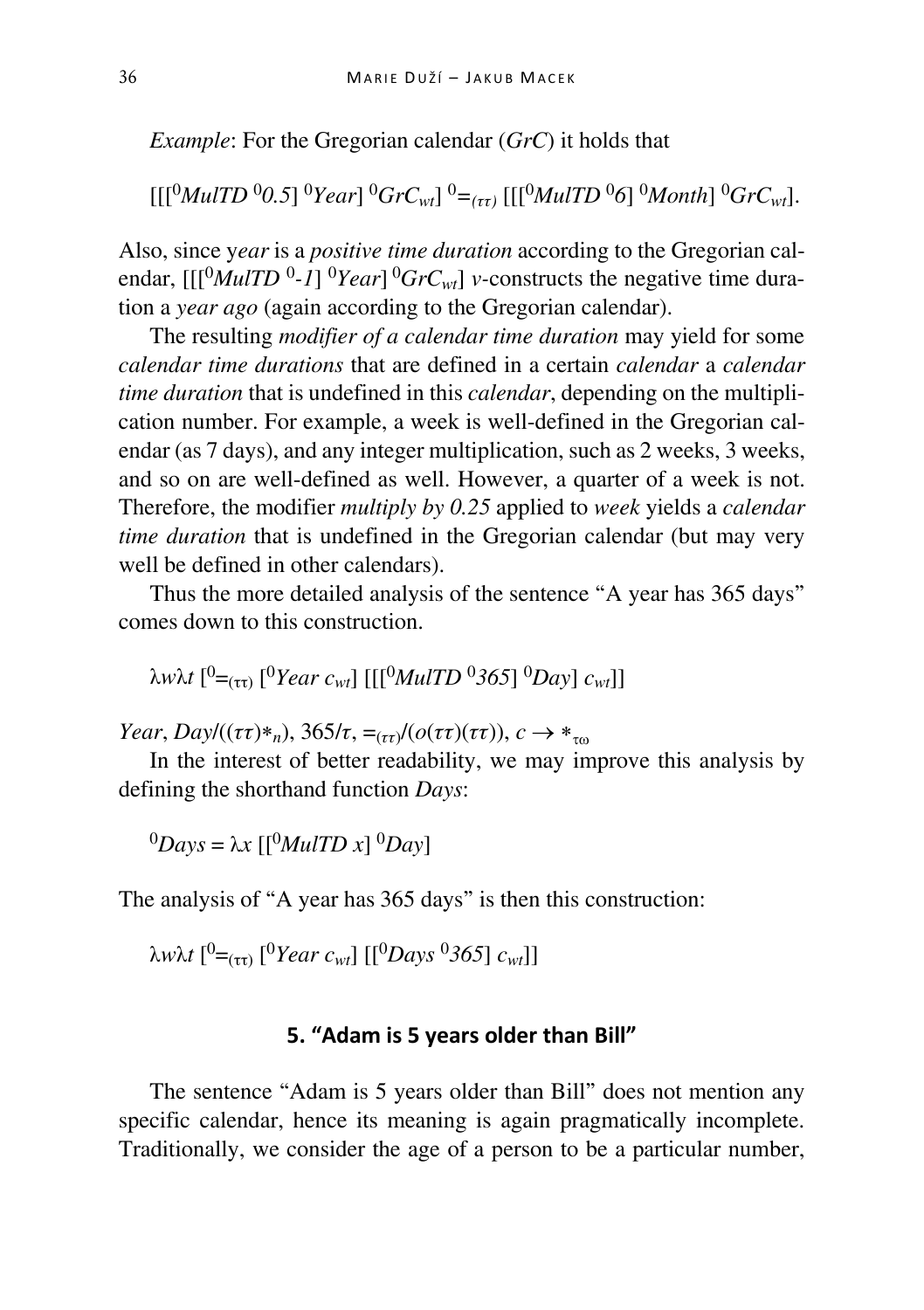*Example*: For the Gregorian calendar (*GrC*) it holds that

$$[[[{}^0MulTD\ {}^0 0.5]\ {}^0Year]\ {}^0GrC_{wt}]\ {}^0{=}_{(\tau\tau)}\ [[[{}^0MulTD\ {}^0 6]\ {}^0Month]\ {}^0GrC_{wt}].$$

Also, since y*ear* is a *positive time duration* according to the Gregorian calendar, $[[[{}^0MulTD\ {}^0\text{-}1]\ {}^0Year]\ {}^0GrC_{wt}]$ *v*-constructs the negative time duration a *year ago* (again according to the Gregorian calendar).

The resulting *modifier of a calendar time duration* may yield for some *calendar time durations* that are defined in a certain *calendar* a *calendar time duration* that is undefined in this *calendar*, depending on the multiplication number. For example, a week is well-defined in the Gregorian calendar (as 7 days), and any integer multiplication, such as 2 weeks, 3 weeks, and so on are well-defined as well. However, a quarter of a week is not. Therefore, the modifier *multiply by 0.25* applied to *week* yields a *calendar time duration* that is undefined in the Gregorian calendar (but may very well be defined in other calendars).

Thus the more detailed analysis of the sentence "A year has 365 days" comes down to this construction.

$$\lambda w\lambda t\ [{}^0{=}_{(\tau\tau)}\ [{}^0Year\ c_{wt}]\ [[[{}^0MulTD\ {}^0 365]\ {}^0Day]\ c_{wt}]]$$

$Year, Day/((\tau\tau)*_n), 365/\tau, =_{(\tau\tau)}/(o(\tau\tau)(\tau\tau)), c \rightarrow *_{\tau\omega}$

In the interest of better readability, we may improve this analysis by defining the shorthand function *Days*:

$${}^0Days = \lambda x\ [[{}^0MulTD\ x]\ {}^0Day]$$

The analysis of "A year has 365 days" is then this construction:

$$\lambda w\lambda t\ [{}^0{=}_{(\tau\tau)}\ [{}^0Year\ c_{wt}]\ [[{}^0Days\ {}^0 365]\ c_{wt}]]$$

## 5. "Adam is 5 years older than Bill"

The sentence "Adam is 5 years older than Bill" does not mention any specific calendar, hence its meaning is again pragmatically incomplete. Traditionally, we consider the age of a person to be a particular number,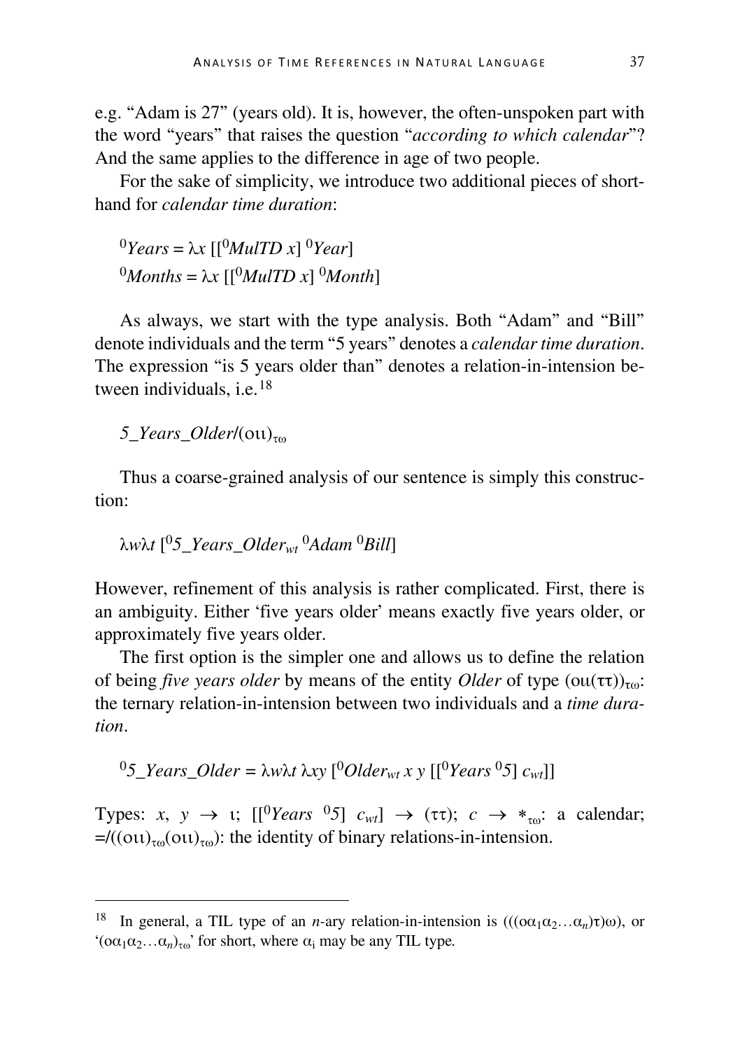e.g. "Adam is 27" (years old). It is, however, the often-unspoken part with the word "years" that raises the question "*according to which calendar*"? And the same applies to the difference in age of two people.

For the sake of simplicity, we introduce two additional pieces of shorthand for *calendar time duration*:

$$^{0}Years = \lambda x\ [[^{0}MulTD\ x]\ ^{0}Year]$$
$$^{0}Months = \lambda x\ [[^{0}MulTD\ x]\ ^{0}Month]$$

As always, we start with the type analysis. Both "Adam" and "Bill" denote individuals and the term "5 years" denotes a *calendar time duration*. The expression "is 5 years older than" denotes a relation-in-intension between individuals, i.e.[18]

$$5\_Years\_Older/(o\iota\iota)_{\tau\omega}$$

Thus a coarse-grained analysis of our sentence is simply this construction:

$$\lambda w \lambda t\ [^{0}5\_Years\_Older_{wt}\ ^{0}Adam\ ^{0}Bill]$$

However, refinement of this analysis is rather complicated. First, there is an ambiguity. Either 'five years older' means exactly five years older, or approximately five years older.

The first option is the simpler one and allows us to define the relation of being *five years older* by means of the entity *Older* of type $(o\iota\iota(\tau\tau))_{\tau\omega}$: the ternary relation-in-intension between two individuals and a *time duration*.

$$^{0}5\_Years\_Older = \lambda w \lambda t\ \lambda xy\ [^{0}Older_{wt}\ x\ y\ [[^{0}Years\ ^{0}5]\ c_{wt}]]$$

Types: $x$, $y \rightarrow \iota$; $[[^{0}Years\ ^{0}5]\ c_{wt}] \rightarrow (\tau\tau)$; $c \rightarrow *_{\tau\omega}$: a calendar; $=/((o\iota\iota)_{\tau\omega}(o\iota\iota)_{\tau\omega})$: the identity of binary relations-in-intension.

---

[18] In general, a TIL type of an $n$-ary relation-in-intension is $(((o\alpha_1\alpha_2\ldots\alpha_n)\tau)\omega)$, or '$(o\alpha_1\alpha_2\ldots\alpha_n)_{\tau\omega}$' for short, where $\alpha_i$ may be any TIL type.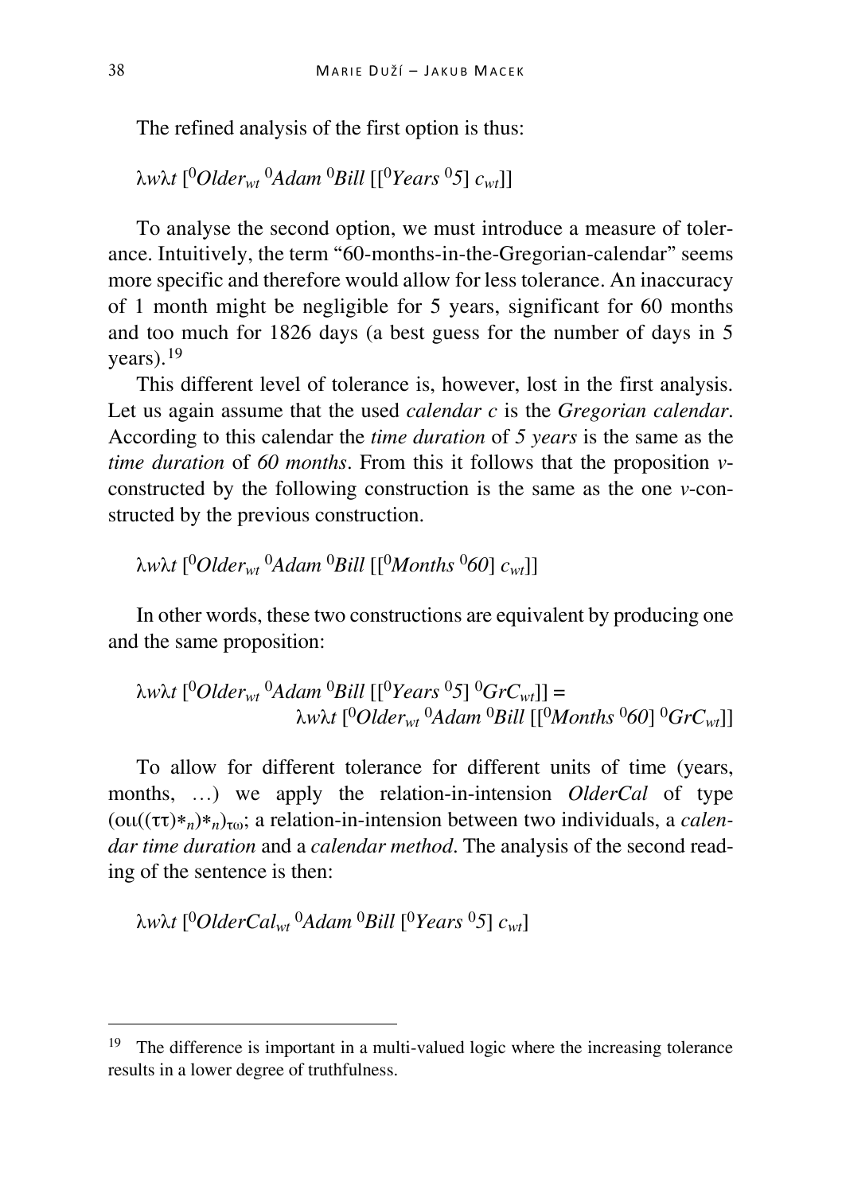The refined analysis of the first option is thus:

$$\lambda w \lambda t\ [{}^0Older_{wt}\ {}^0Adam\ {}^0Bill\ [[{}^0Years\ {}^05]\ c_{wt}]]$$

To analyse the second option, we must introduce a measure of tolerance. Intuitively, the term "60-months-in-the-Gregorian-calendar" seems more specific and therefore would allow for less tolerance. An inaccuracy of 1 month might be negligible for 5 years, significant for 60 months and too much for 1826 days (a best guess for the number of days in 5 years).[19]

This different level of tolerance is, however, lost in the first analysis. Let us again assume that the used *calendar c* is the *Gregorian calendar*. According to this calendar the *time duration* of *5 years* is the same as the *time duration* of *60 months*. From this it follows that the proposition *v*-constructed by the following construction is the same as the one *v*-constructed by the previous construction.

$$\lambda w \lambda t\ [{}^0Older_{wt}\ {}^0Adam\ {}^0Bill\ [[{}^0Months\ {}^060]\ c_{wt}]]$$

In other words, these two constructions are equivalent by producing one and the same proposition:

$$\lambda w \lambda t\ [{}^0Older_{wt}\ {}^0Adam\ {}^0Bill\ [[{}^0Years\ {}^05]\ {}^0GrC_{wt}]] = \lambda w \lambda t\ [{}^0Older_{wt}\ {}^0Adam\ {}^0Bill\ [[{}^0Months\ {}^060]\ {}^0GrC_{wt}]]$$

To allow for different tolerance for different units of time (years, months, …) we apply the relation-in-intension *OlderCal* of type $(o\iota\iota((\tau\tau)*_n)*_n)_{\tau\omega}$; a relation-in-intension between two individuals, a *calendar time duration* and a *calendar method*. The analysis of the second reading of the sentence is then:

$$\lambda w \lambda t\ [{}^0OlderCal_{wt}\ {}^0Adam\ {}^0Bill\ [{}^0Years\ {}^05]\ c_{wt}]$$

---

[19] The difference is important in a multi-valued logic where the increasing tolerance results in a lower degree of truthfulness.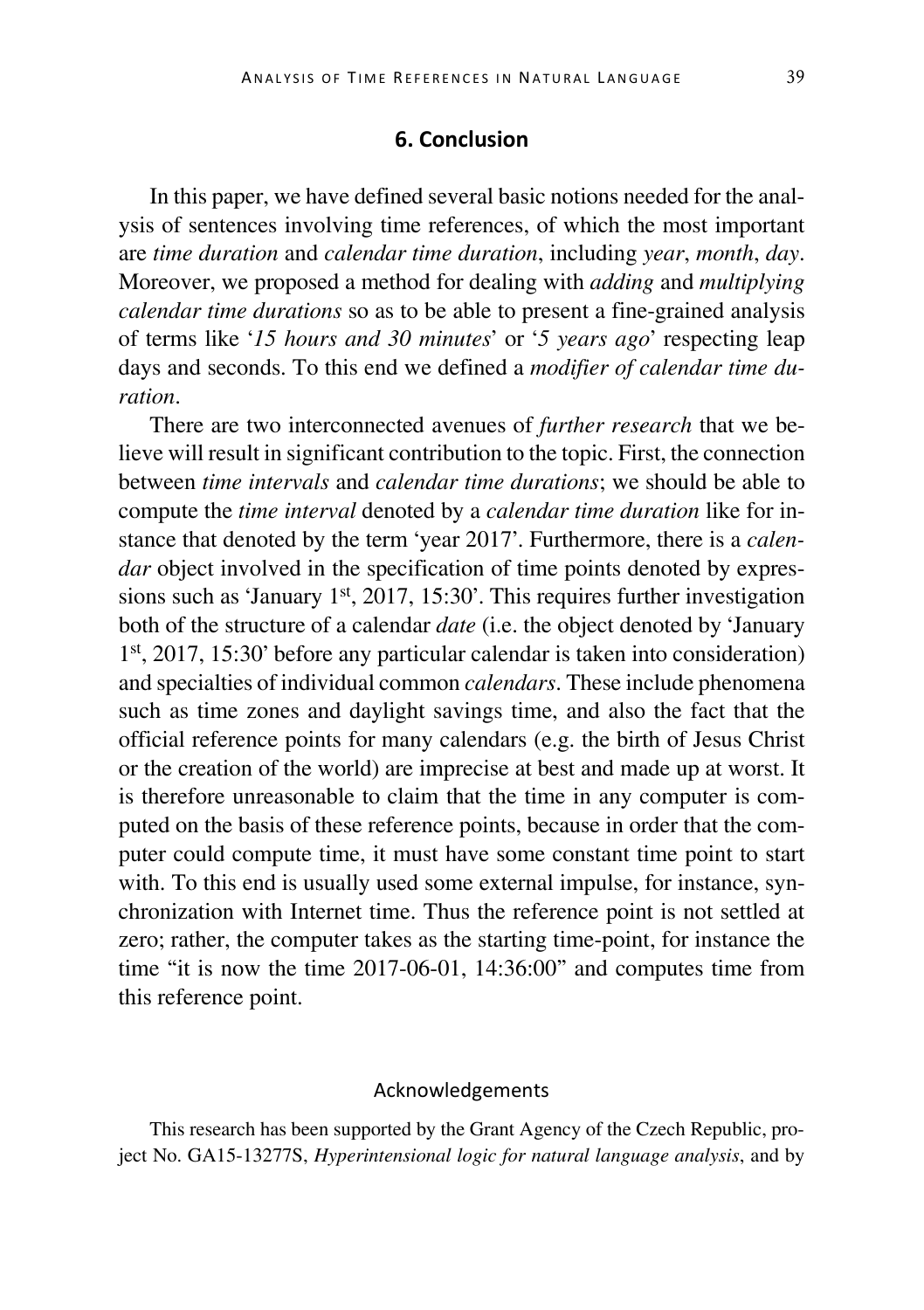## 6. Conclusion

In this paper, we have defined several basic notions needed for the analysis of sentences involving time references, of which the most important are *time duration* and *calendar time duration*, including *year*, *month*, *day*. Moreover, we proposed a method for dealing with *adding* and *multiplying calendar time durations* so as to be able to present a fine-grained analysis of terms like '*15 hours and 30 minutes*' or '*5 years ago*' respecting leap days and seconds. To this end we defined a *modifier of calendar time duration*.

There are two interconnected avenues of *further research* that we believe will result in significant contribution to the topic. First, the connection between *time intervals* and *calendar time durations*; we should be able to compute the *time interval* denoted by a *calendar time duration* like for instance that denoted by the term 'year 2017'. Furthermore, there is a *calendar* object involved in the specification of time points denoted by expressions such as 'January 1st, 2017, 15:30'. This requires further investigation both of the structure of a calendar *date* (i.e. the object denoted by 'January 1st, 2017, 15:30' before any particular calendar is taken into consideration) and specialties of individual common *calendars*. These include phenomena such as time zones and daylight savings time, and also the fact that the official reference points for many calendars (e.g. the birth of Jesus Christ or the creation of the world) are imprecise at best and made up at worst. It is therefore unreasonable to claim that the time in any computer is computed on the basis of these reference points, because in order that the computer could compute time, it must have some constant time point to start with. To this end is usually used some external impulse, for instance, synchronization with Internet time. Thus the reference point is not settled at zero; rather, the computer takes as the starting time-point, for instance the time "it is now the time 2017-06-01, 14:36:00" and computes time from this reference point.

### Acknowledgements

This research has been supported by the Grant Agency of the Czech Republic, project No. GA15-13277S, *Hyperintensional logic for natural language analysis*, and by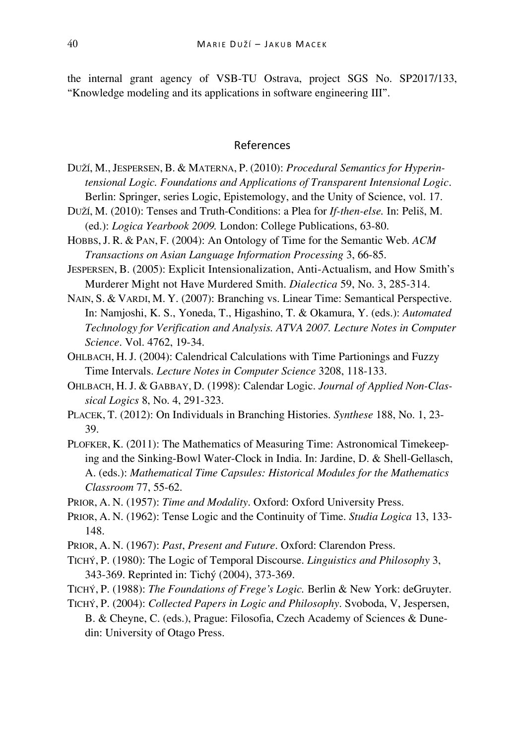the internal grant agency of VSB-TU Ostrava, project SGS No. SP2017/133, "Knowledge modeling and its applications in software engineering III".

## References

DUŽÍ, M., JESPERSEN, B. & MATERNA, P. (2010): *Procedural Semantics for Hyperintensional Logic. Foundations and Applications of Transparent Intensional Logic*. Berlin: Springer, series Logic, Epistemology, and the Unity of Science, vol. 17.

DUŽÍ, M. (2010): Tenses and Truth-Conditions: a Plea for *If-then-else.* In: Peliš, M. (ed.): *Logica Yearbook 2009.* London: College Publications, 63-80.

HOBBS, J. R. & PAN, F. (2004): An Ontology of Time for the Semantic Web. *ACM Transactions on Asian Language Information Processing* 3, 66-85.

JESPERSEN, B. (2005): Explicit Intensionalization, Anti-Actualism, and How Smith's Murderer Might not Have Murdered Smith. *Dialectica* 59, No. 3, 285-314.

NAIN, S. & VARDI, M. Y. (2007): Branching vs. Linear Time: Semantical Perspective. In: Namjoshi, K. S., Yoneda, T., Higashino, T. & Okamura, Y. (eds.): *Automated Technology for Verification and Analysis. ATVA 2007. Lecture Notes in Computer Science*. Vol. 4762, 19-34.

OHLBACH, H. J. (2004): Calendrical Calculations with Time Partionings and Fuzzy Time Intervals. *Lecture Notes in Computer Science* 3208, 118-133.

OHLBACH, H. J. & GABBAY, D. (1998): Calendar Logic. *Journal of Applied Non-Classical Logics* 8, No. 4, 291-323.

PLACEK, T. (2012): On Individuals in Branching Histories. *Synthese* 188, No. 1, 23-39.

PLOFKER, K. (2011): The Mathematics of Measuring Time: Astronomical Timekeeping and the Sinking-Bowl Water-Clock in India. In: Jardine, D. & Shell-Gellasch, A. (eds.): *Mathematical Time Capsules: Historical Modules for the Mathematics Classroom* 77, 55-62.

PRIOR, A. N. (1957): *Time and Modality*. Oxford: Oxford University Press.

PRIOR, A. N. (1962): Tense Logic and the Continuity of Time. *Studia Logica* 13, 133-148.

PRIOR, A. N. (1967): *Past*, *Present and Future*. Oxford: Clarendon Press.

TICHÝ, P. (1980): The Logic of Temporal Discourse. *Linguistics and Philosophy* 3, 343-369. Reprinted in: Tichý (2004), 373-369.

TICHÝ, P. (1988): *The Foundations of Frege's Logic.* Berlin & New York: deGruyter.

TICHÝ, P. (2004): *Collected Papers in Logic and Philosophy*. Svoboda, V, Jespersen, B. & Cheyne, C. (eds.), Prague: Filosofia, Czech Academy of Sciences & Dunedin: University of Otago Press.